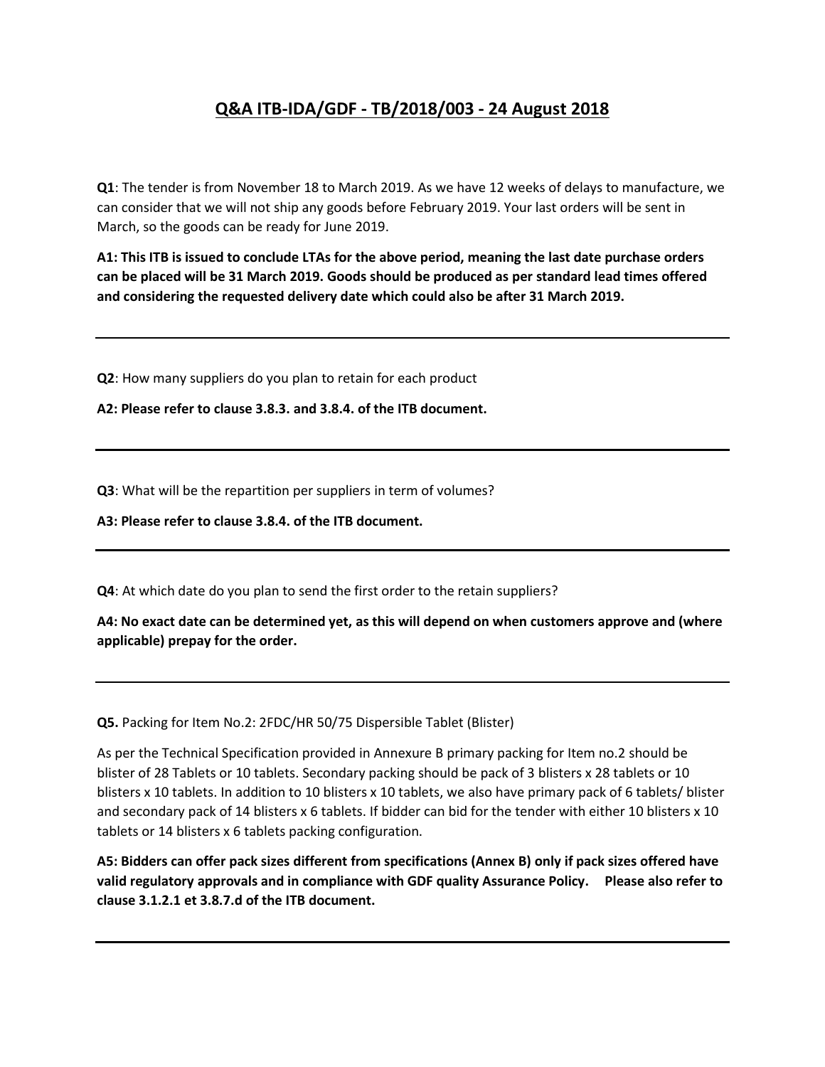# Q&A ITB-IDA/GDF - TB/2018/003 - 24 August 2018

**Q1**: The tender is from November 18 to March 2019. As we have 12 weeks of delays to manufacture, we can consider that we will not ship any goods before February 2019. Your last orders will be sent in March, so the goods can be ready for June 2019.

**A1: This ITB is issued to conclude LTAs for the above period, meaning the last date purchase orders can be placed will be 31 March 2019. Goods should be produced as per standard lead times offered and considering the requested delivery date which could also be after 31 March 2019.**

---

**Q2**: How many suppliers do you plan to retain for each product

**A2: Please refer to clause 3.8.3. and 3.8.4. of the ITB document.**

---

**Q3**: What will be the repartition per suppliers in term of volumes?

**A3: Please refer to clause 3.8.4. of the ITB document.**

---

**Q4**: At which date do you plan to send the first order to the retain suppliers?

**A4: No exact date can be determined yet, as this will depend on when customers approve and (where applicable) prepay for the order.**

---

**Q5.** Packing for Item No.2: 2FDC/HR 50/75 Dispersible Tablet (Blister)

As per the Technical Specification provided in Annexure B primary packing for Item no.2 should be blister of 28 Tablets or 10 tablets. Secondary packing should be pack of 3 blisters x 28 tablets or 10 blisters x 10 tablets. In addition to 10 blisters x 10 tablets, we also have primary pack of 6 tablets/ blister and secondary pack of 14 blisters x 6 tablets. If bidder can bid for the tender with either 10 blisters x 10 tablets or 14 blisters x 6 tablets packing configuration.

**A5: Bidders can offer pack sizes different from specifications (Annex B) only if pack sizes offered have valid regulatory approvals and in compliance with GDF quality Assurance Policy. Please also refer to clause 3.1.2.1 et 3.8.7.d of the ITB document.**

---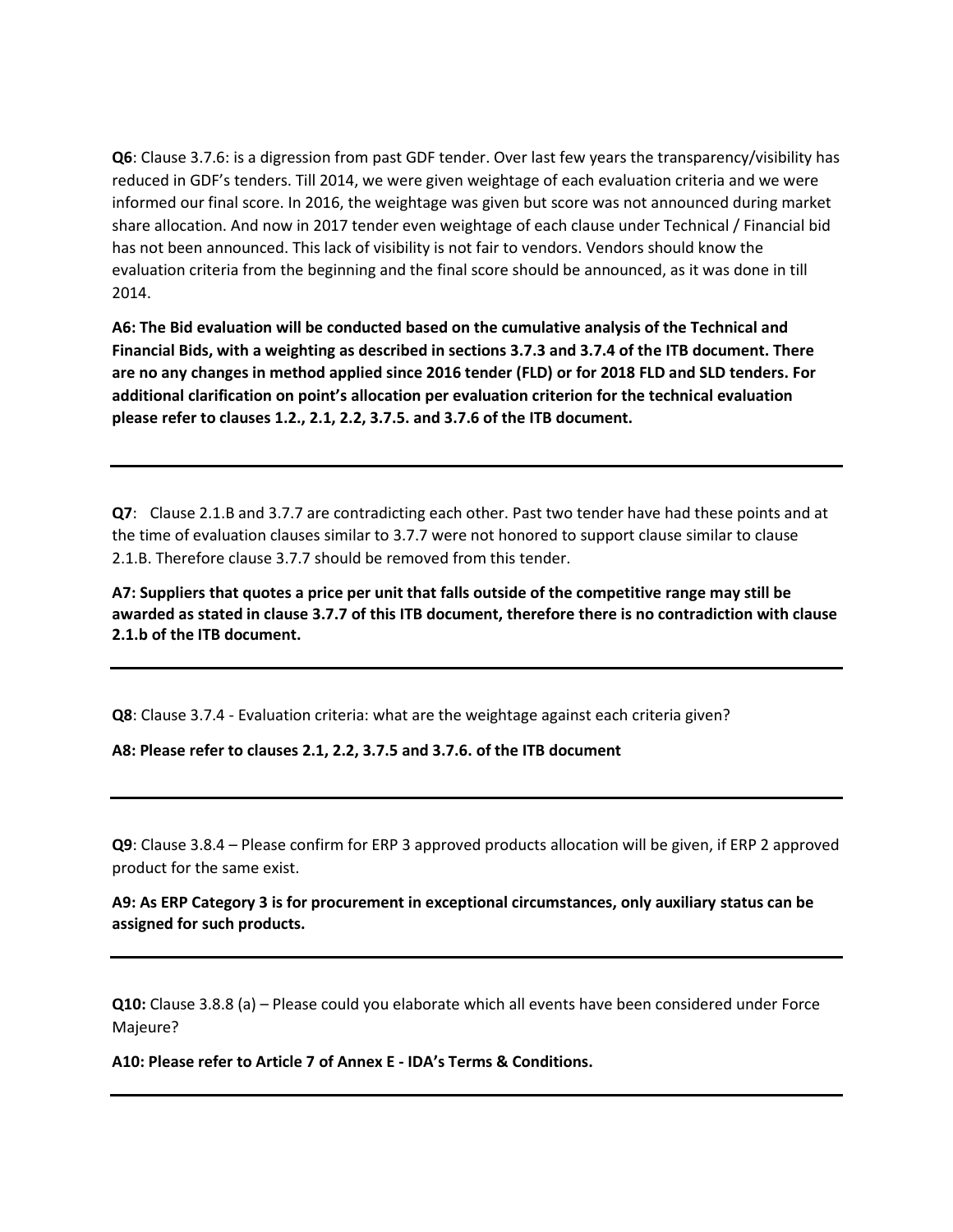**Q6**: Clause 3.7.6: is a digression from past GDF tender. Over last few years the transparency/visibility has reduced in GDF's tenders. Till 2014, we were given weightage of each evaluation criteria and we were informed our final score. In 2016, the weightage was given but score was not announced during market share allocation. And now in 2017 tender even weightage of each clause under Technical / Financial bid has not been announced. This lack of visibility is not fair to vendors. Vendors should know the evaluation criteria from the beginning and the final score should be announced, as it was done in till 2014.

**A6: The Bid evaluation will be conducted based on the cumulative analysis of the Technical and Financial Bids, with a weighting as described in sections 3.7.3 and 3.7.4 of the ITB document. There are no any changes in method applied since 2016 tender (FLD) or for 2018 FLD and SLD tenders. For additional clarification on point's allocation per evaluation criterion for the technical evaluation please refer to clauses 1.2., 2.1, 2.2, 3.7.5. and 3.7.6 of the ITB document.**

---

**Q7**: Clause 2.1.B and 3.7.7 are contradicting each other. Past two tender have had these points and at the time of evaluation clauses similar to 3.7.7 were not honored to support clause similar to clause 2.1.B. Therefore clause 3.7.7 should be removed from this tender.

**A7: Suppliers that quotes a price per unit that falls outside of the competitive range may still be awarded as stated in clause 3.7.7 of this ITB document, therefore there is no contradiction with clause 2.1.b of the ITB document.**

---

**Q8**: Clause 3.7.4 - Evaluation criteria: what are the weightage against each criteria given?

**A8: Please refer to clauses 2.1, 2.2, 3.7.5 and 3.7.6. of the ITB document**

---

**Q9**: Clause 3.8.4 – Please confirm for ERP 3 approved products allocation will be given, if ERP 2 approved product for the same exist.

**A9: As ERP Category 3 is for procurement in exceptional circumstances, only auxiliary status can be assigned for such products.**

---

**Q10:** Clause 3.8.8 (a) – Please could you elaborate which all events have been considered under Force Majeure?

**A10: Please refer to Article 7 of Annex E - IDA's Terms & Conditions.**

---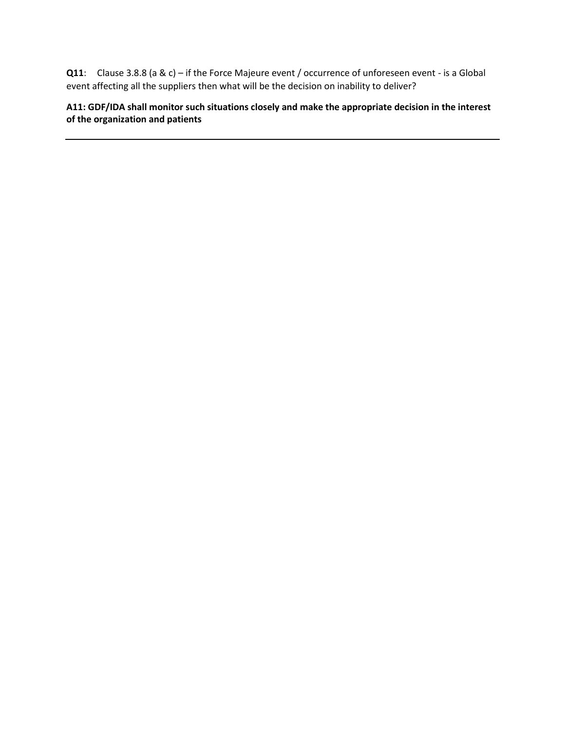**Q11**: Clause 3.8.8 (a & c) – if the Force Majeure event / occurrence of unforeseen event - is a Global event affecting all the suppliers then what will be the decision on inability to deliver?

**A11: GDF/IDA shall monitor such situations closely and make the appropriate decision in the interest of the organization and patients**

---